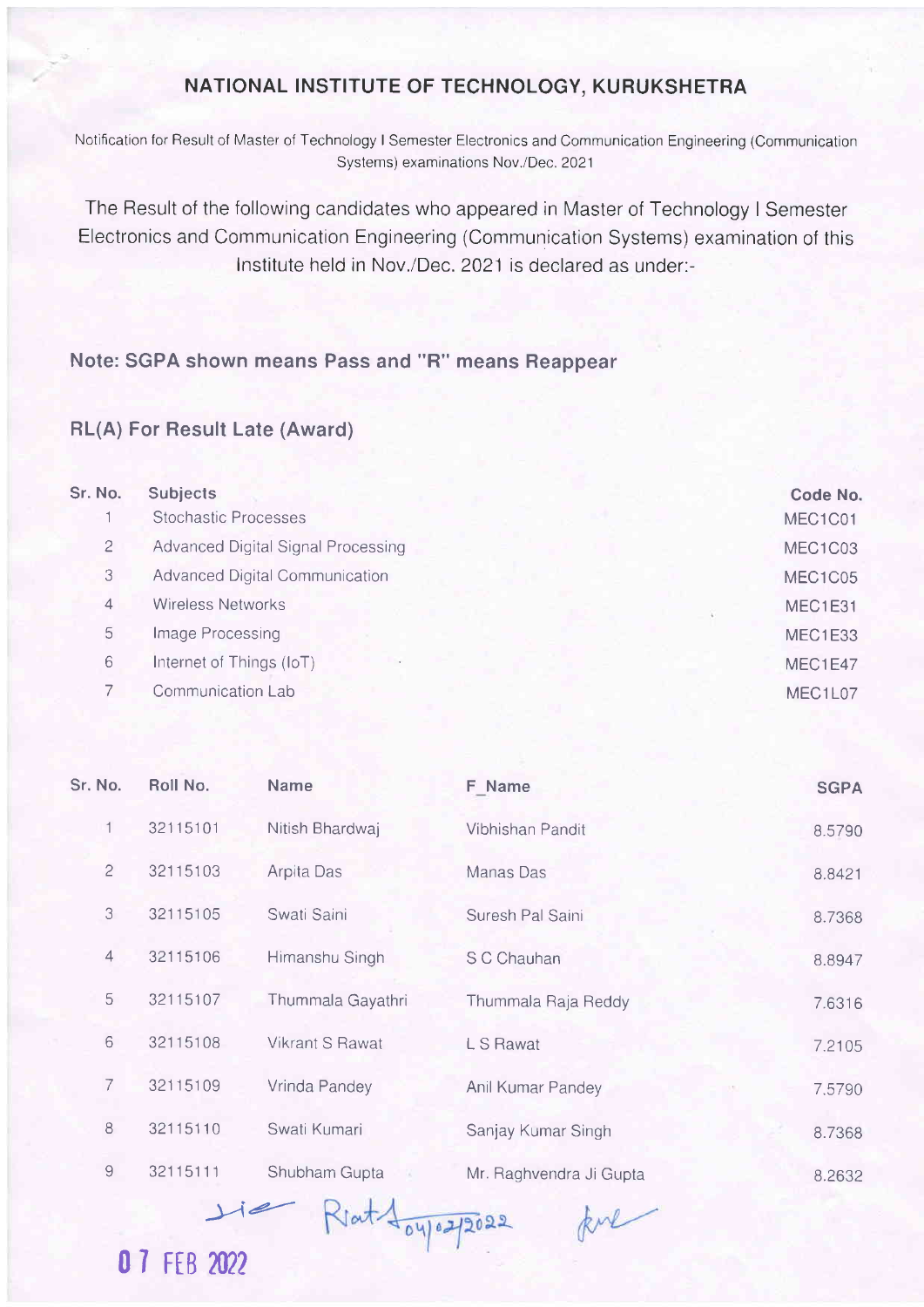# NATIONAL INSTITUTE OF TECHNOLOGY, KURUKSHETRA

Notification for Result of Master of Technology I Semester Electronics and Communication Engineering (Communication Systems) examinations Nov./Dec. 2021

The Result of the following candidates who appeared in Master of Technology I Semester Electronics and Communication Engineering (Communication Systems) examination of this Institute held in Nov./Dec. 2021 is declared as under:-

**Note: SGPA shown means Pass and "R" means Reappear**

**RL(A) For Result Late (Award)**

| Sr. No. | Subjects | Code No. |
|---|---|---|
| 1 | Stochastic Processes | MEC1C01 |
| 2 | Advanced Digital Signal Processing | MEC1C03 |
| 3 | Advanced Digital Communication | MEC1C05 |
| 4 | Wireless Networks | MEC1E31 |
| 5 | Image Processing | MEC1E33 |
| 6 | Internet of Things (IoT) | MEC1E47 |
| 7 | Communication Lab | MEC1L07 |

| Sr. No. | Roll No. | Name | F_Name | SGPA |
|---|---|---|---|---|
| 1 | 32115101 | Nitish Bhardwaj | Vibhishan Pandit | 8.5790 |
| 2 | 32115103 | Arpita Das | Manas Das | 8.8421 |
| 3 | 32115105 | Swati Saini | Suresh Pal Saini | 8.7368 |
| 4 | 32115106 | Himanshu Singh | S C Chauhan | 8.8947 |
| 5 | 32115107 | Thummala Gayathri | Thummala Raja Reddy | 7.6316 |
| 6 | 32115108 | Vikrant S Rawat | L S Rawat | 7.2105 |
| 7 | 32115109 | Vrinda Pandey | Anil Kumar Pandey | 7.5790 |
| 8 | 32115110 | Swati Kumari | Sanjay Kumar Singh | 8.7368 |
| 9 | 32115111 | Shubham Gupta | Mr. Raghvendra Ji Gupta | 8.2632 |

Riat 04/02/2022

07 FEB 2022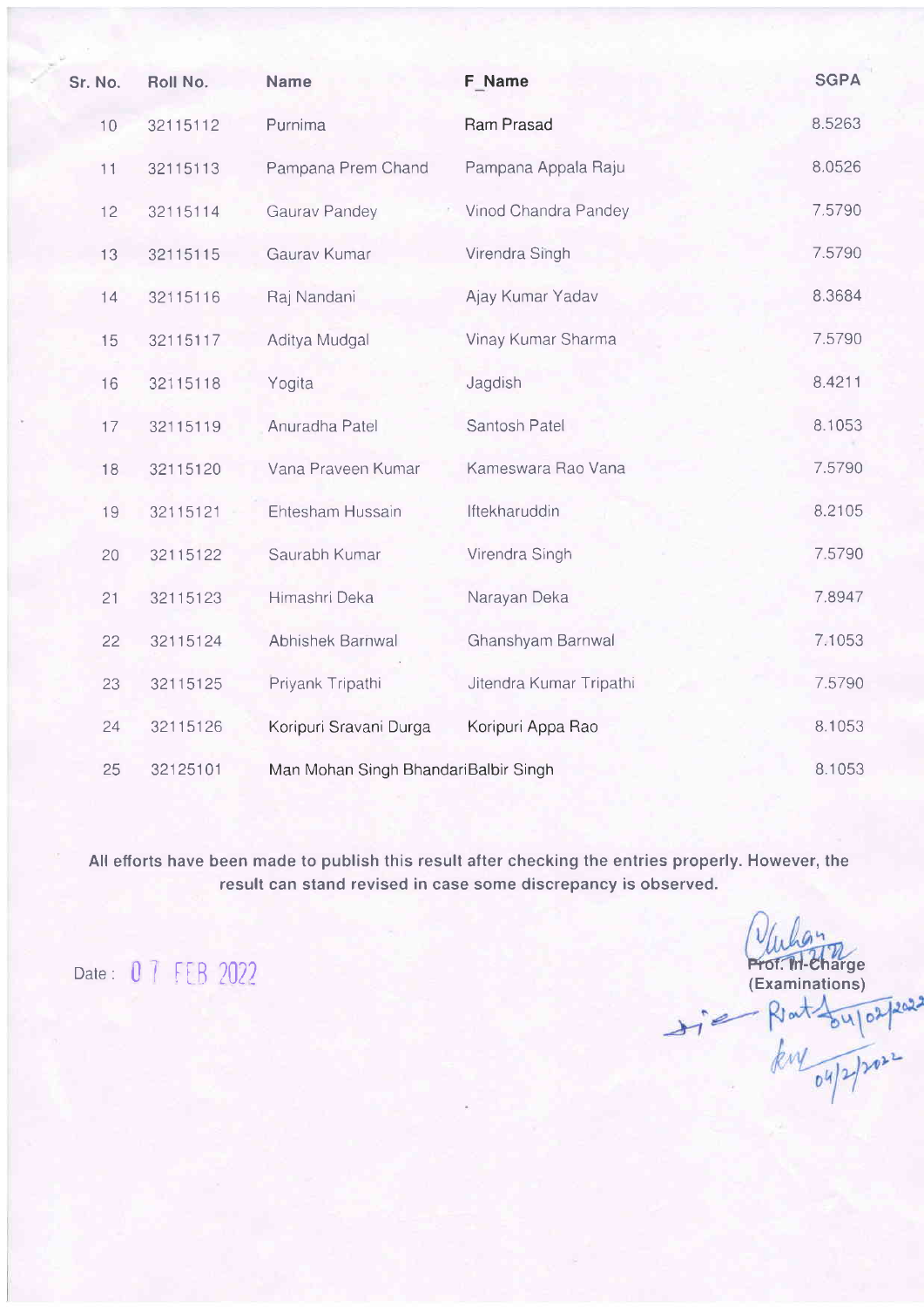| Sr. No. | Roll No. | Name | F_Name | SGPA |
|---|---|---|---|---|
| 10 | 32115112 | Purnima | Ram Prasad | 8.5263 |
| 11 | 32115113 | Pampana Prem Chand | Pampana Appala Raju | 8.0526 |
| 12 | 32115114 | Gaurav Pandey | Vinod Chandra Pandey | 7.5790 |
| 13 | 32115115 | Gaurav Kumar | Virendra Singh | 7.5790 |
| 14 | 32115116 | Raj Nandani | Ajay Kumar Yadav | 8.3684 |
| 15 | 32115117 | Aditya Mudgal | Vinay Kumar Sharma | 7.5790 |
| 16 | 32115118 | Yogita | Jagdish | 8.4211 |
| 17 | 32115119 | Anuradha Patel | Santosh Patel | 8.1053 |
| 18 | 32115120 | Vana Praveen Kumar | Kameswara Rao Vana | 7.5790 |
| 19 | 32115121 | Ehtesham Hussain | Iftekharuddin | 8.2105 |
| 20 | 32115122 | Saurabh Kumar | Virendra Singh | 7.5790 |
| 21 | 32115123 | Himashri Deka | Narayan Deka | 7.8947 |
| 22 | 32115124 | Abhishek Barnwal | Ghanshyam Barnwal | 7.1053 |
| 23 | 32115125 | Priyank Tripathi | Jitendra Kumar Tripathi | 7.5790 |
| 24 | 32115126 | Koripuri Sravani Durga | Koripuri Appa Rao | 8.1053 |
| 25 | 32125101 | Man Mohan Singh Bhandari | Balbir Singh | 8.1053 |

**All efforts have been made to publish this result after checking the entries properly. However, the result can stand revised in case some discrepancy is observed.**

Date : 07 FEB 2022

**Prof. In-Charge**
**(Examinations)**